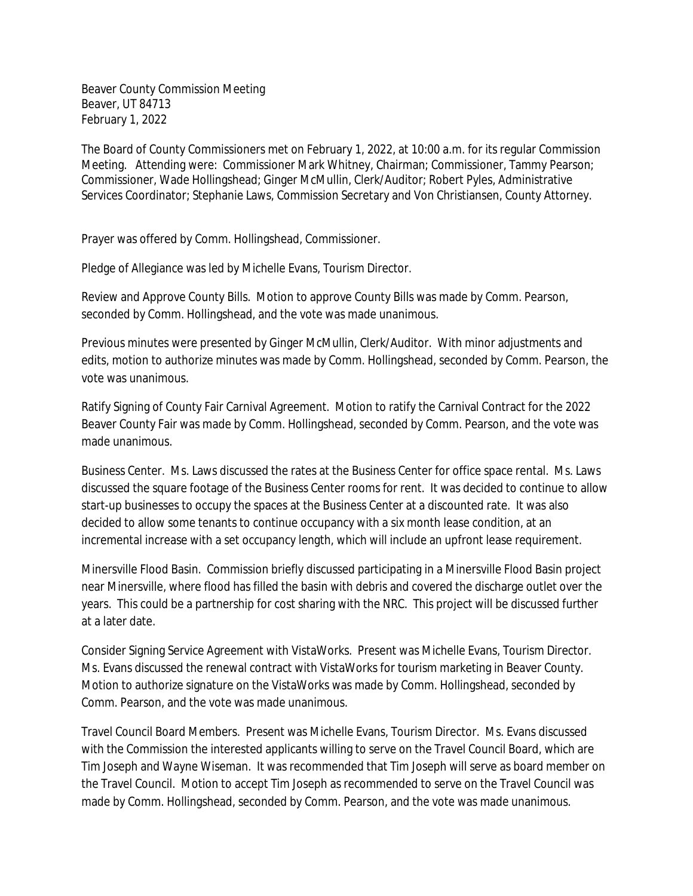Beaver County Commission Meeting
Beaver, UT 84713
February 1, 2022

The Board of County Commissioners met on February 1, 2022, at 10:00 a.m. for its regular Commission Meeting. Attending were: Commissioner Mark Whitney, Chairman; Commissioner, Tammy Pearson; Commissioner, Wade Hollingshead; Ginger McMullin, Clerk/Auditor; Robert Pyles, Administrative Services Coordinator; Stephanie Laws, Commission Secretary and Von Christiansen, County Attorney.

Prayer was offered by Comm. Hollingshead, Commissioner.

Pledge of Allegiance was led by Michelle Evans, Tourism Director.

Review and Approve County Bills. Motion to approve County Bills was made by Comm. Pearson, seconded by Comm. Hollingshead, and the vote was made unanimous.

Previous minutes were presented by Ginger McMullin, Clerk/Auditor. With minor adjustments and edits, motion to authorize minutes was made by Comm. Hollingshead, seconded by Comm. Pearson, the vote was unanimous.

Ratify Signing of County Fair Carnival Agreement. Motion to ratify the Carnival Contract for the 2022 Beaver County Fair was made by Comm. Hollingshead, seconded by Comm. Pearson, and the vote was made unanimous.

Business Center. Ms. Laws discussed the rates at the Business Center for office space rental. Ms. Laws discussed the square footage of the Business Center rooms for rent. It was decided to continue to allow start-up businesses to occupy the spaces at the Business Center at a discounted rate. It was also decided to allow some tenants to continue occupancy with a six month lease condition, at an incremental increase with a set occupancy length, which will include an upfront lease requirement.

Minersville Flood Basin. Commission briefly discussed participating in a Minersville Flood Basin project near Minersville, where flood has filled the basin with debris and covered the discharge outlet over the years. This could be a partnership for cost sharing with the NRC. This project will be discussed further at a later date.

Consider Signing Service Agreement with VistaWorks. Present was Michelle Evans, Tourism Director. Ms. Evans discussed the renewal contract with VistaWorks for tourism marketing in Beaver County. Motion to authorize signature on the VistaWorks was made by Comm. Hollingshead, seconded by Comm. Pearson, and the vote was made unanimous.

Travel Council Board Members. Present was Michelle Evans, Tourism Director. Ms. Evans discussed with the Commission the interested applicants willing to serve on the Travel Council Board, which are Tim Joseph and Wayne Wiseman. It was recommended that Tim Joseph will serve as board member on the Travel Council. Motion to accept Tim Joseph as recommended to serve on the Travel Council was made by Comm. Hollingshead, seconded by Comm. Pearson, and the vote was made unanimous.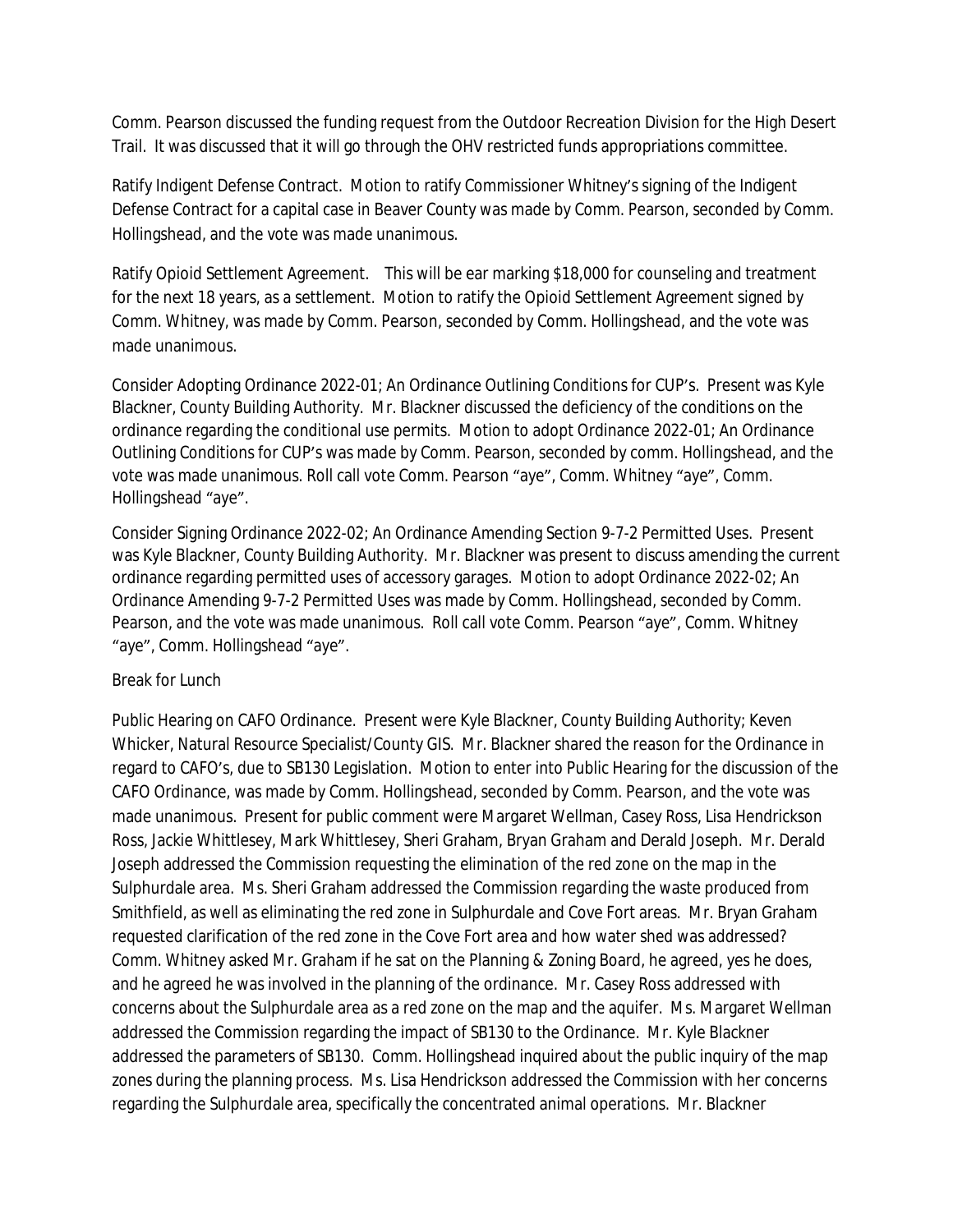Comm. Pearson discussed the funding request from the Outdoor Recreation Division for the High Desert Trail. It was discussed that it will go through the OHV restricted funds appropriations committee.

Ratify Indigent Defense Contract. Motion to ratify Commissioner Whitney's signing of the Indigent Defense Contract for a capital case in Beaver County was made by Comm. Pearson, seconded by Comm. Hollingshead, and the vote was made unanimous.

Ratify Opioid Settlement Agreement. This will be ear marking $18,000 for counseling and treatment for the next 18 years, as a settlement. Motion to ratify the Opioid Settlement Agreement signed by Comm. Whitney, was made by Comm. Pearson, seconded by Comm. Hollingshead, and the vote was made unanimous.

Consider Adopting Ordinance 2022-01; An Ordinance Outlining Conditions for CUP's. Present was Kyle Blackner, County Building Authority. Mr. Blackner discussed the deficiency of the conditions on the ordinance regarding the conditional use permits. Motion to adopt Ordinance 2022-01; An Ordinance Outlining Conditions for CUP's was made by Comm. Pearson, seconded by comm. Hollingshead, and the vote was made unanimous. Roll call vote Comm. Pearson "aye", Comm. Whitney "aye", Comm. Hollingshead "aye".

Consider Signing Ordinance 2022-02; An Ordinance Amending Section 9-7-2 Permitted Uses. Present was Kyle Blackner, County Building Authority. Mr. Blackner was present to discuss amending the current ordinance regarding permitted uses of accessory garages. Motion to adopt Ordinance 2022-02; An Ordinance Amending 9-7-2 Permitted Uses was made by Comm. Hollingshead, seconded by Comm. Pearson, and the vote was made unanimous. Roll call vote Comm. Pearson "aye", Comm. Whitney "aye", Comm. Hollingshead "aye".

Break for Lunch

Public Hearing on CAFO Ordinance. Present were Kyle Blackner, County Building Authority; Keven Whicker, Natural Resource Specialist/County GIS. Mr. Blackner shared the reason for the Ordinance in regard to CAFO's, due to SB130 Legislation. Motion to enter into Public Hearing for the discussion of the CAFO Ordinance, was made by Comm. Hollingshead, seconded by Comm. Pearson, and the vote was made unanimous. Present for public comment were Margaret Wellman, Casey Ross, Lisa Hendrickson Ross, Jackie Whittlesey, Mark Whittlesey, Sheri Graham, Bryan Graham and Derald Joseph. Mr. Derald Joseph addressed the Commission requesting the elimination of the red zone on the map in the Sulphurdale area. Ms. Sheri Graham addressed the Commission regarding the waste produced from Smithfield, as well as eliminating the red zone in Sulphurdale and Cove Fort areas. Mr. Bryan Graham requested clarification of the red zone in the Cove Fort area and how water shed was addressed? Comm. Whitney asked Mr. Graham if he sat on the Planning & Zoning Board, he agreed, yes he does, and he agreed he was involved in the planning of the ordinance. Mr. Casey Ross addressed with concerns about the Sulphurdale area as a red zone on the map and the aquifer. Ms. Margaret Wellman addressed the Commission regarding the impact of SB130 to the Ordinance. Mr. Kyle Blackner addressed the parameters of SB130. Comm. Hollingshead inquired about the public inquiry of the map zones during the planning process. Ms. Lisa Hendrickson addressed the Commission with her concerns regarding the Sulphurdale area, specifically the concentrated animal operations. Mr. Blackner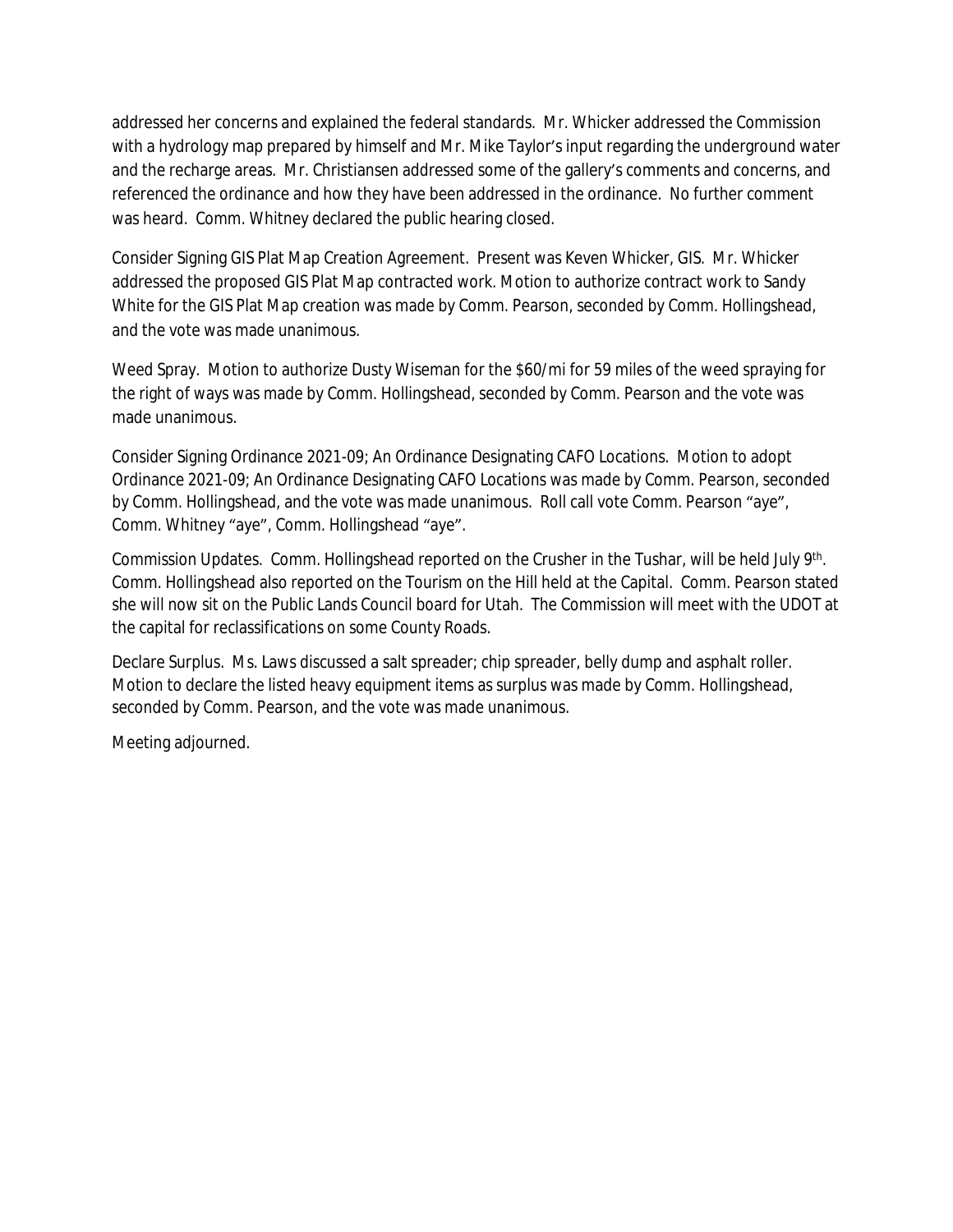addressed her concerns and explained the federal standards. Mr. Whicker addressed the Commission with a hydrology map prepared by himself and Mr. Mike Taylor's input regarding the underground water and the recharge areas. Mr. Christiansen addressed some of the gallery's comments and concerns, and referenced the ordinance and how they have been addressed in the ordinance. No further comment was heard. Comm. Whitney declared the public hearing closed.

Consider Signing GIS Plat Map Creation Agreement. Present was Keven Whicker, GIS. Mr. Whicker addressed the proposed GIS Plat Map contracted work. Motion to authorize contract work to Sandy White for the GIS Plat Map creation was made by Comm. Pearson, seconded by Comm. Hollingshead, and the vote was made unanimous.

Weed Spray. Motion to authorize Dusty Wiseman for the $60/mi for 59 miles of the weed spraying for the right of ways was made by Comm. Hollingshead, seconded by Comm. Pearson and the vote was made unanimous.

Consider Signing Ordinance 2021-09; An Ordinance Designating CAFO Locations. Motion to adopt Ordinance 2021-09; An Ordinance Designating CAFO Locations was made by Comm. Pearson, seconded by Comm. Hollingshead, and the vote was made unanimous. Roll call vote Comm. Pearson "aye", Comm. Whitney "aye", Comm. Hollingshead "aye".

Commission Updates. Comm. Hollingshead reported on the Crusher in the Tushar, will be held July 9th. Comm. Hollingshead also reported on the Tourism on the Hill held at the Capital. Comm. Pearson stated she will now sit on the Public Lands Council board for Utah. The Commission will meet with the UDOT at the capital for reclassifications on some County Roads.

Declare Surplus. Ms. Laws discussed a salt spreader; chip spreader, belly dump and asphalt roller. Motion to declare the listed heavy equipment items as surplus was made by Comm. Hollingshead, seconded by Comm. Pearson, and the vote was made unanimous.

Meeting adjourned.